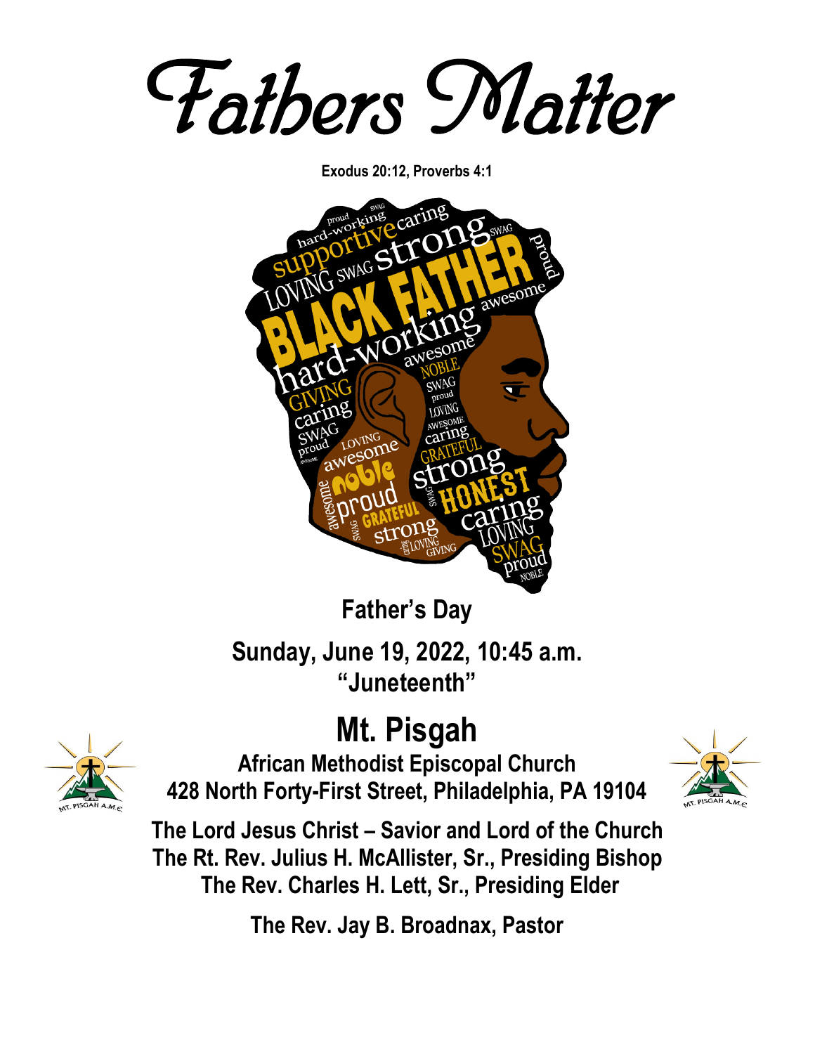# Fathers Matter

**Exodus 20:12, Proverbs 4:1**

**Father's Day**

**Sunday, June 19, 2022, 10:45 a.m.**
**"Juneteenth"**

# Mt. Pisgah

**African Methodist Episcopal Church**
**428 North Forty-First Street, Philadelphia, PA 19104**

**The Lord Jesus Christ – Savior and Lord of the Church**
**The Rt. Rev. Julius H. McAllister, Sr., Presiding Bishop**
**The Rev. Charles H. Lett, Sr., Presiding Elder**

**The Rev. Jay B. Broadnax, Pastor**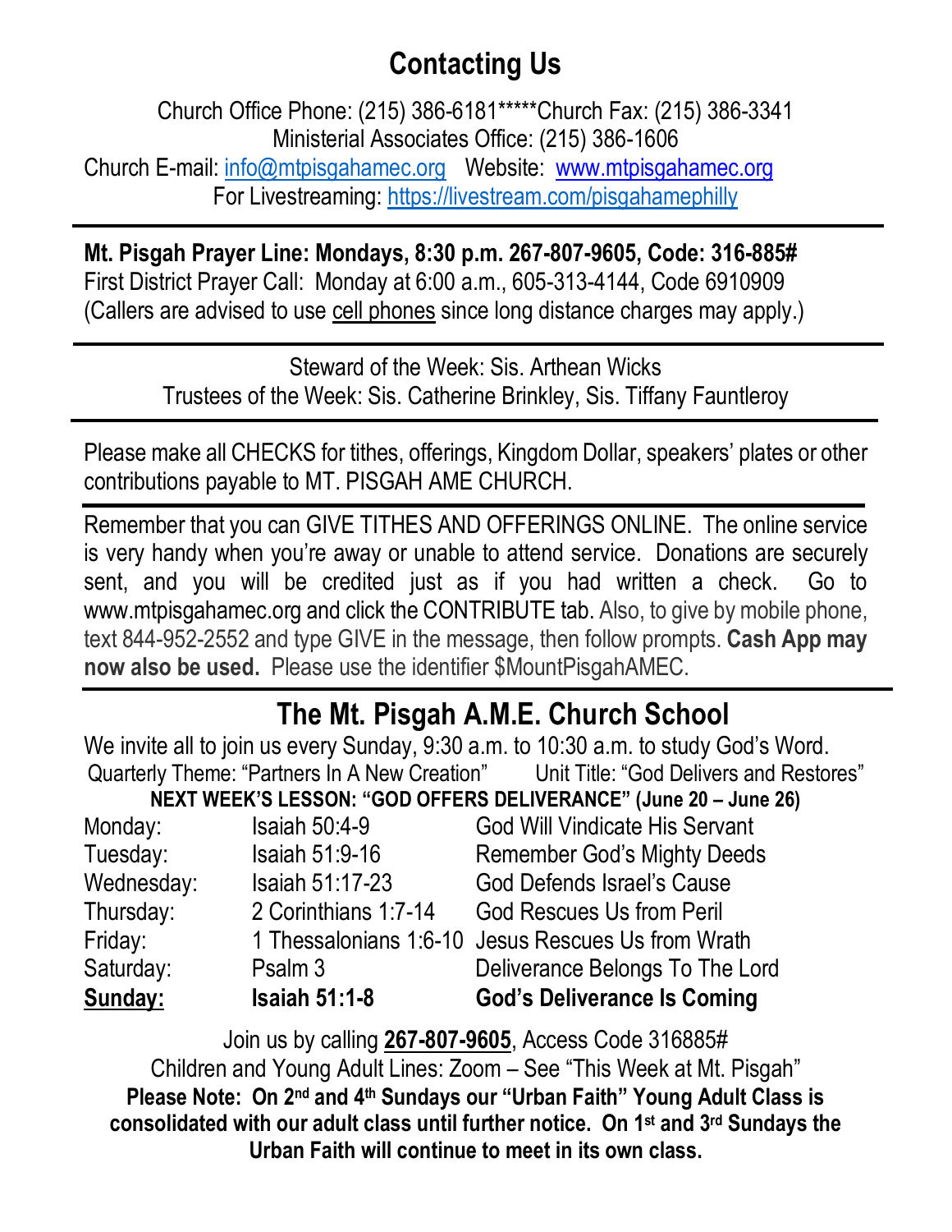## Contacting Us

Church Office Phone: (215) 386-6181*****Church Fax: (215) 386-3341
Ministerial Associates Office: (215) 386-1606
Church E-mail: info@mtpisgahamec.org Website: www.mtpisgahamec.org
For Livestreaming: https://livestream.com/pisgahamephilly

---

**Mt. Pisgah Prayer Line: Mondays, 8:30 p.m. 267-807-9605, Code: 316-885#**
First District Prayer Call: Monday at 6:00 a.m., 605-313-4144, Code 6910909
(Callers are advised to use cell phones since long distance charges may apply.)

---

Steward of the Week: Sis. Arthean Wicks
Trustees of the Week: Sis. Catherine Brinkley, Sis. Tiffany Fauntleroy

---

Please make all CHECKS for tithes, offerings, Kingdom Dollar, speakers' plates or other contributions payable to MT. PISGAH AME CHURCH.

---

Remember that you can GIVE TITHES AND OFFERINGS ONLINE. The online service is very handy when you're away or unable to attend service. Donations are securely sent, and you will be credited just as if you had written a check. Go to www.mtpisgahamec.org and click the CONTRIBUTE tab. Also, to give by mobile phone, text 844-952-2552 and type GIVE in the message, then follow prompts. **Cash App may now also be used.** Please use the identifier $MountPisgahAMEC.

---

## The Mt. Pisgah A.M.E. Church School

We invite all to join us every Sunday, 9:30 a.m. to 10:30 a.m. to study God's Word.
Quarterly Theme: "Partners In A New Creation" Unit Title: "God Delivers and Restores"

**NEXT WEEK'S LESSON: "GOD OFFERS DELIVERANCE" (June 20 – June 26)**

| | | |
|---|---|---|
| Monday: | Isaiah 50:4-9 | God Will Vindicate His Servant |
| Tuesday: | Isaiah 51:9-16 | Remember God's Mighty Deeds |
| Wednesday: | Isaiah 51:17-23 | God Defends Israel's Cause |
| Thursday: | 2 Corinthians 1:7-14 | God Rescues Us from Peril |
| Friday: | 1 Thessalonians 1:6-10 | Jesus Rescues Us from Wrath |
| Saturday: | Psalm 3 | Deliverance Belongs To The Lord |
| **Sunday:** | **Isaiah 51:1-8** | **God's Deliverance Is Coming** |

Join us by calling **267-807-9605**, Access Code 316885#
Children and Young Adult Lines: Zoom – See "This Week at Mt. Pisgah"

**Please Note: On 2nd and 4th Sundays our "Urban Faith" Young Adult Class is consolidated with our adult class until further notice. On 1st and 3rd Sundays the Urban Faith will continue to meet in its own class.**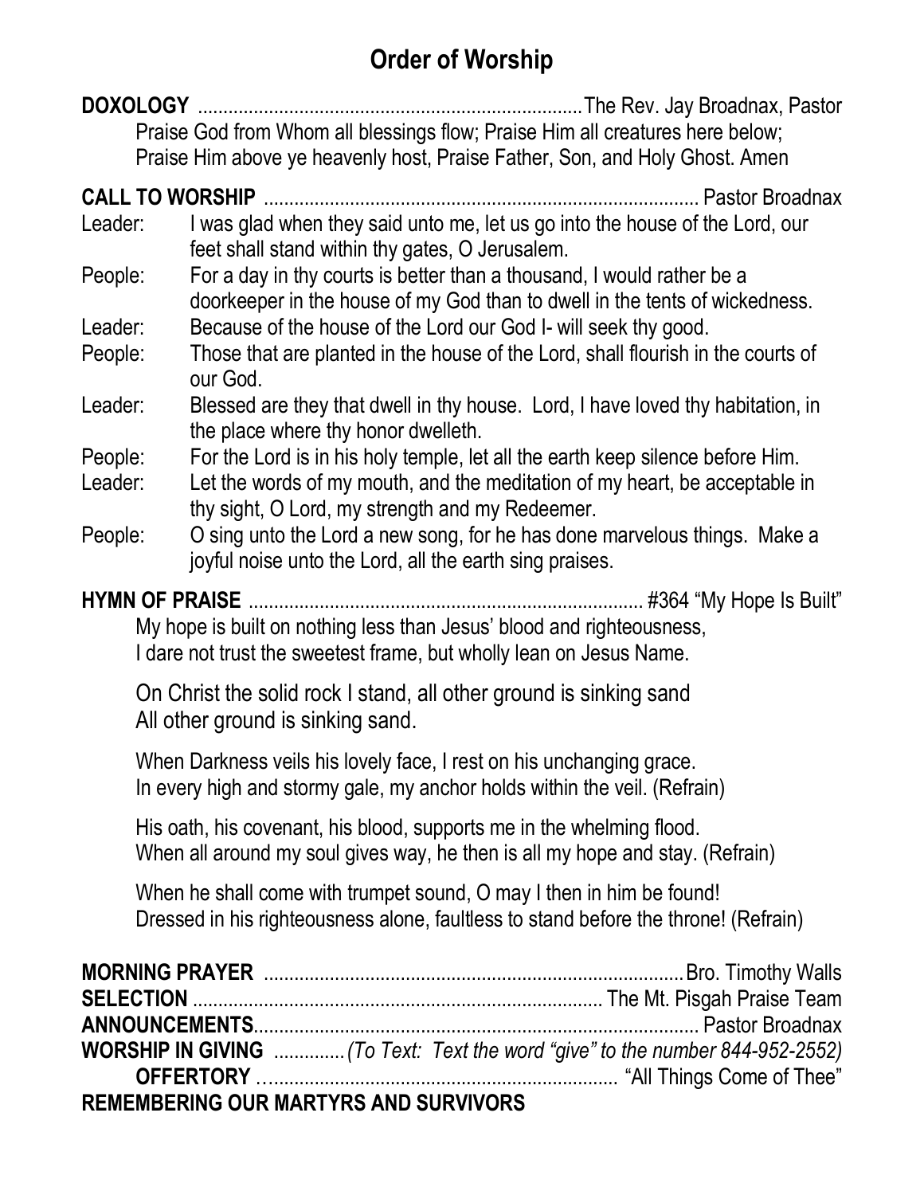# Order of Worship

**DOXOLOGY** ............................................................................The Rev. Jay Broadnax, Pastor

Praise God from Whom all blessings flow; Praise Him all creatures here below;
Praise Him above ye heavenly host, Praise Father, Son, and Holy Ghost. Amen

**CALL TO WORSHIP** ..................................................................................... Pastor Broadnax

Leader: I was glad when they said unto me, let us go into the house of the Lord, our feet shall stand within thy gates, O Jerusalem.

People: For a day in thy courts is better than a thousand, I would rather be a doorkeeper in the house of my God than to dwell in the tents of wickedness.

Leader: Because of the house of the Lord our God I- will seek thy good.

People: Those that are planted in the house of the Lord, shall flourish in the courts of our God.

Leader: Blessed are they that dwell in thy house. Lord, I have loved thy habitation, in the place where thy honor dwelleth.

People: For the Lord is in his holy temple, let all the earth keep silence before Him.

Leader: Let the words of my mouth, and the meditation of my heart, be acceptable in thy sight, O Lord, my strength and my Redeemer.

People: O sing unto the Lord a new song, for he has done marvelous things. Make a joyful noise unto the Lord, all the earth sing praises.

**HYMN OF PRAISE** ............................................................................ #364 "My Hope Is Built"

My hope is built on nothing less than Jesus' blood and righteousness,
I dare not trust the sweetest frame, but wholly lean on Jesus Name.

On Christ the solid rock I stand, all other ground is sinking sand
All other ground is sinking sand.

When Darkness veils his lovely face, I rest on his unchanging grace.
In every high and stormy gale, my anchor holds within the veil. (Refrain)

His oath, his covenant, his blood, supports me in the whelming flood.
When all around my soul gives way, he then is all my hope and stay. (Refrain)

When he shall come with trumpet sound, O may I then in him be found!
Dressed in his righteousness alone, faultless to stand before the throne! (Refrain)

**MORNING PRAYER** ..................................................................................Bro. Timothy Walls
**SELECTION** ................................................................................ The Mt. Pisgah Praise Team
**ANNOUNCEMENTS**....................................................................................... Pastor Broadnax
**WORSHIP IN GIVING** .............*(To Text: Text the word "give" to the number 844-952-2552)*
**OFFERTORY** …................................................................... "All Things Come of Thee"
**REMEMBERING OUR MARTYRS AND SURVIVORS**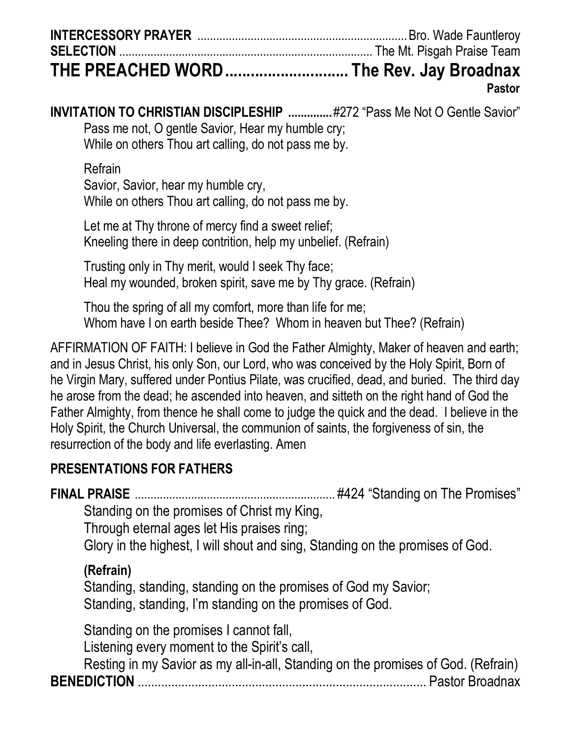**INTERCESSORY PRAYER** .................................................................. Bro. Wade Fauntleroy
**SELECTION** ................................................................................. The Mt. Pisgah Praise Team

## THE PREACHED WORD............................ The Rev. Jay Broadnax

**Pastor**

**INVITATION TO CHRISTIAN DISCIPLESHIP** ..............#272 "Pass Me Not O Gentle Savior"

Pass me not, O gentle Savior, Hear my humble cry;
While on others Thou art calling, do not pass me by.

Refrain
Savior, Savior, hear my humble cry,
While on others Thou art calling, do not pass me by.

Let me at Thy throne of mercy find a sweet relief;
Kneeling there in deep contrition, help my unbelief. (Refrain)

Trusting only in Thy merit, would I seek Thy face;
Heal my wounded, broken spirit, save me by Thy grace. (Refrain)

Thou the spring of all my comfort, more than life for me;
Whom have I on earth beside Thee? Whom in heaven but Thee? (Refrain)

AFFIRMATION OF FAITH: I believe in God the Father Almighty, Maker of heaven and earth; and in Jesus Christ, his only Son, our Lord, who was conceived by the Holy Spirit, Born of he Virgin Mary, suffered under Pontius Pilate, was crucified, dead, and buried. The third day he arose from the dead; he ascended into heaven, and sitteth on the right hand of God the Father Almighty, from thence he shall come to judge the quick and the dead. I believe in the Holy Spirit, the Church Universal, the communion of saints, the forgiveness of sin, the resurrection of the body and life everlasting. Amen

**PRESENTATIONS FOR FATHERS**

**FINAL PRAISE** ................................................................ #424 "Standing on The Promises"

Standing on the promises of Christ my King,
Through eternal ages let His praises ring;
Glory in the highest, I will shout and sing, Standing on the promises of God.

**(Refrain)**
Standing, standing, standing on the promises of God my Savior;
Standing, standing, I'm standing on the promises of God.

Standing on the promises I cannot fall,
Listening every moment to the Spirit's call,
Resting in my Savior as my all-in-all, Standing on the promises of God. (Refrain)

**BENEDICTION** ........................................................................................ Pastor Broadnax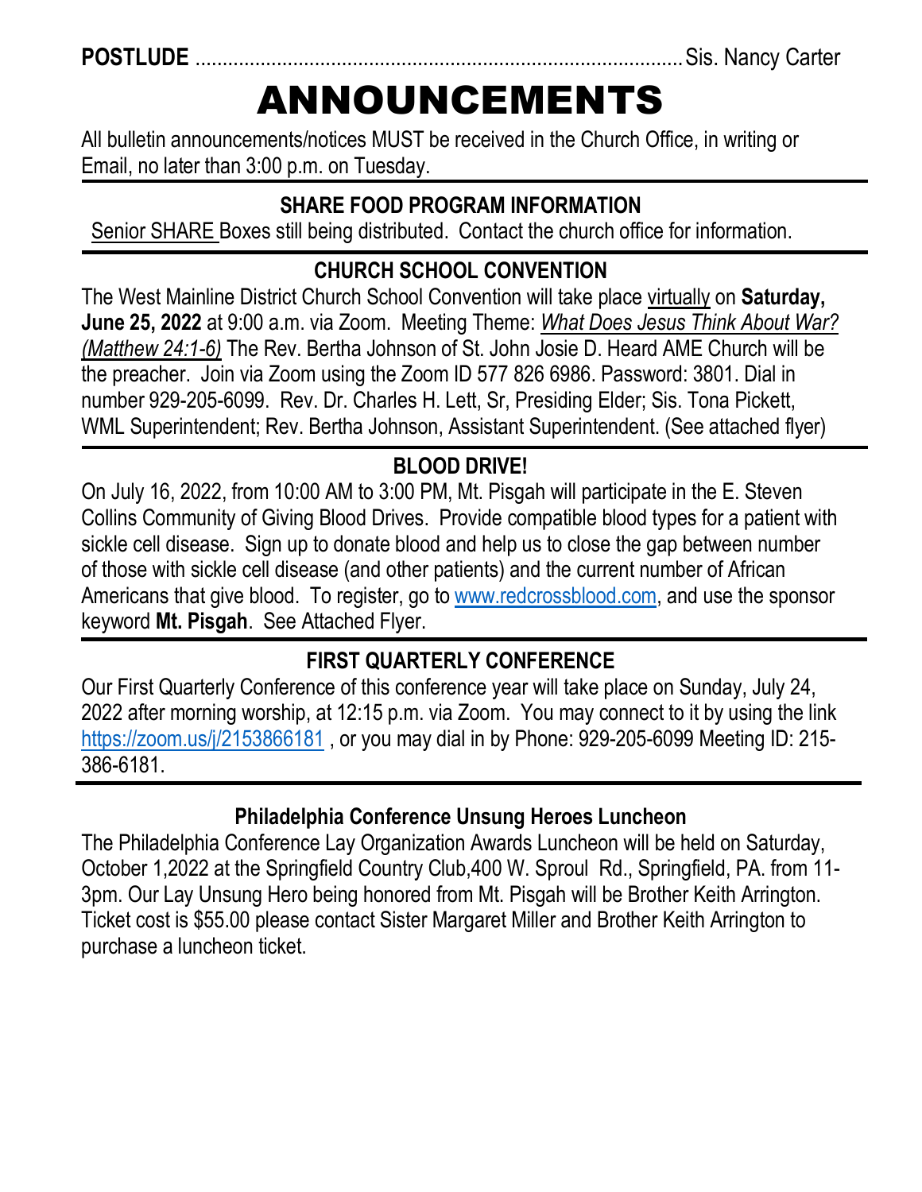**POSTLUDE** ........................................................................................ Sis. Nancy Carter

# ANNOUNCEMENTS

All bulletin announcements/notices MUST be received in the Church Office, in writing or Email, no later than 3:00 p.m. on Tuesday.

---

### SHARE FOOD PROGRAM INFORMATION

Senior SHARE Boxes still being distributed. Contact the church office for information.

---

### CHURCH SCHOOL CONVENTION

The West Mainline District Church School Convention will take place virtually on **Saturday, June 25, 2022** at 9:00 a.m. via Zoom. Meeting Theme: *What Does Jesus Think About War? (Matthew 24:1-6)* The Rev. Bertha Johnson of St. John Josie D. Heard AME Church will be the preacher. Join via Zoom using the Zoom ID 577 826 6986. Password: 3801. Dial in number 929-205-6099. Rev. Dr. Charles H. Lett, Sr, Presiding Elder; Sis. Tona Pickett, WML Superintendent; Rev. Bertha Johnson, Assistant Superintendent. (See attached flyer)

---

### BLOOD DRIVE!

On July 16, 2022, from 10:00 AM to 3:00 PM, Mt. Pisgah will participate in the E. Steven Collins Community of Giving Blood Drives. Provide compatible blood types for a patient with sickle cell disease. Sign up to donate blood and help us to close the gap between number of those with sickle cell disease (and other patients) and the current number of African Americans that give blood. To register, go to www.redcrossblood.com, and use the sponsor keyword **Mt. Pisgah**. See Attached Flyer.

---

### FIRST QUARTERLY CONFERENCE

Our First Quarterly Conference of this conference year will take place on Sunday, July 24, 2022 after morning worship, at 12:15 p.m. via Zoom. You may connect to it by using the link https://zoom.us/j/2153866181 , or you may dial in by Phone: 929-205-6099 Meeting ID: 215-386-6181.

---

### Philadelphia Conference Unsung Heroes Luncheon

The Philadelphia Conference Lay Organization Awards Luncheon will be held on Saturday, October 1,2022 at the Springfield Country Club,400 W. Sproul Rd., Springfield, PA. from 11-3pm. Our Lay Unsung Hero being honored from Mt. Pisgah will be Brother Keith Arrington. Ticket cost is $55.00 please contact Sister Margaret Miller and Brother Keith Arrington to purchase a luncheon ticket.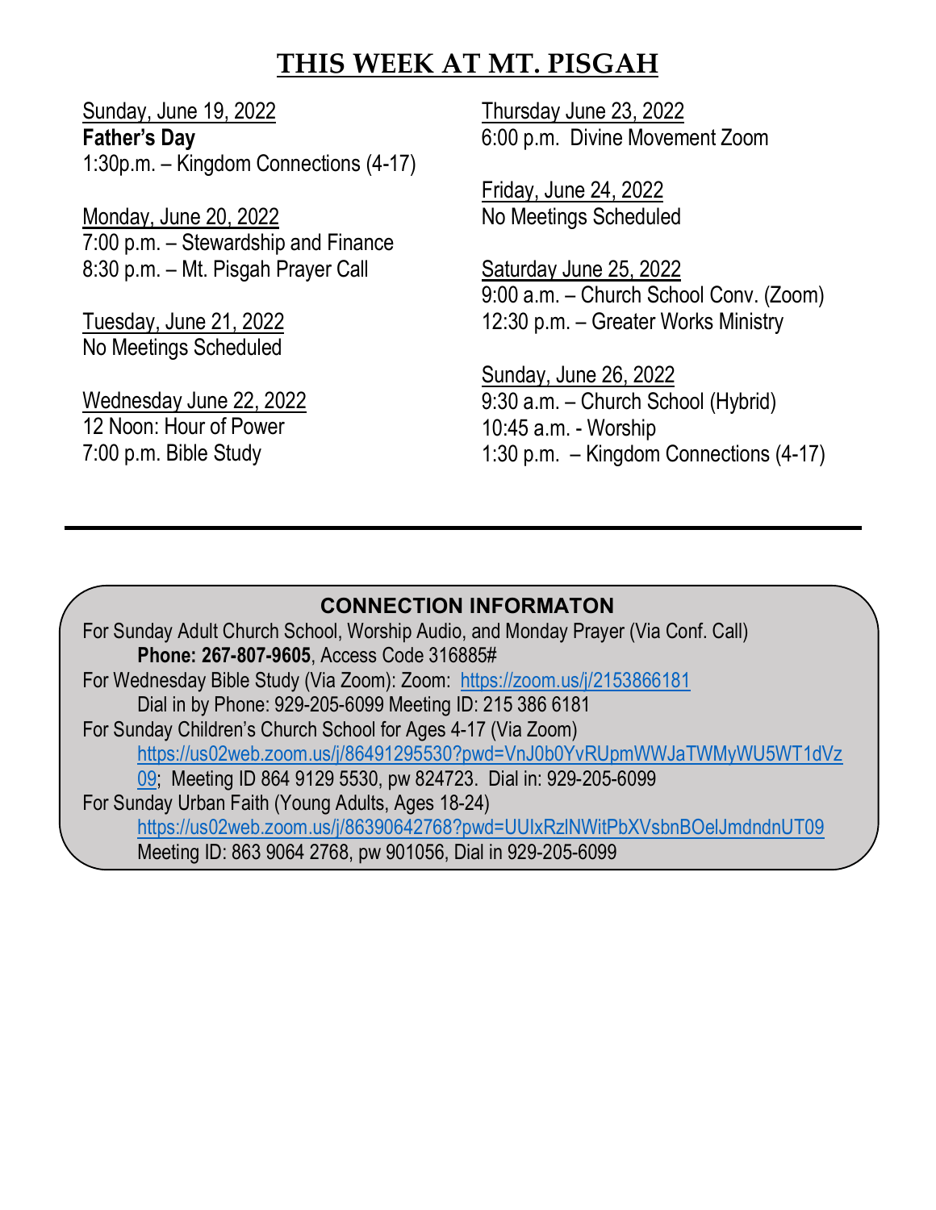# THIS WEEK AT MT. PISGAH

Sunday, June 19, 2022
**Father's Day**
1:30p.m. – Kingdom Connections (4-17)

Monday, June 20, 2022
7:00 p.m. – Stewardship and Finance
8:30 p.m. – Mt. Pisgah Prayer Call

Tuesday, June 21, 2022
No Meetings Scheduled

Wednesday June 22, 2022
12 Noon: Hour of Power
7:00 p.m. Bible Study

Thursday June 23, 2022
6:00 p.m. Divine Movement Zoom

Friday, June 24, 2022
No Meetings Scheduled

Saturday June 25, 2022
9:00 a.m. – Church School Conv. (Zoom)
12:30 p.m. – Greater Works Ministry

Sunday, June 26, 2022
9:30 a.m. – Church School (Hybrid)
10:45 a.m. - Worship
1:30 p.m. – Kingdom Connections (4-17)

---

**CONNECTION INFORMATON**

For Sunday Adult Church School, Worship Audio, and Monday Prayer (Via Conf. Call)
**Phone: 267-807-9605**, Access Code 316885#

For Wednesday Bible Study (Via Zoom): Zoom: https://zoom.us/j/2153866181
Dial in by Phone: 929-205-6099 Meeting ID: 215 386 6181

For Sunday Children's Church School for Ages 4-17 (Via Zoom)
https://us02web.zoom.us/j/86491295530?pwd=VnJ0b0YvRUpmWWJaTWMyWU5WT1dVz09; Meeting ID 864 9129 5530, pw 824723. Dial in: 929-205-6099

For Sunday Urban Faith (Young Adults, Ages 18-24)
https://us02web.zoom.us/j/86390642768?pwd=UUIxRzlNWitPbXVsbnBOelJmdndnUT09
Meeting ID: 863 9064 2768, pw 901056, Dial in 929-205-6099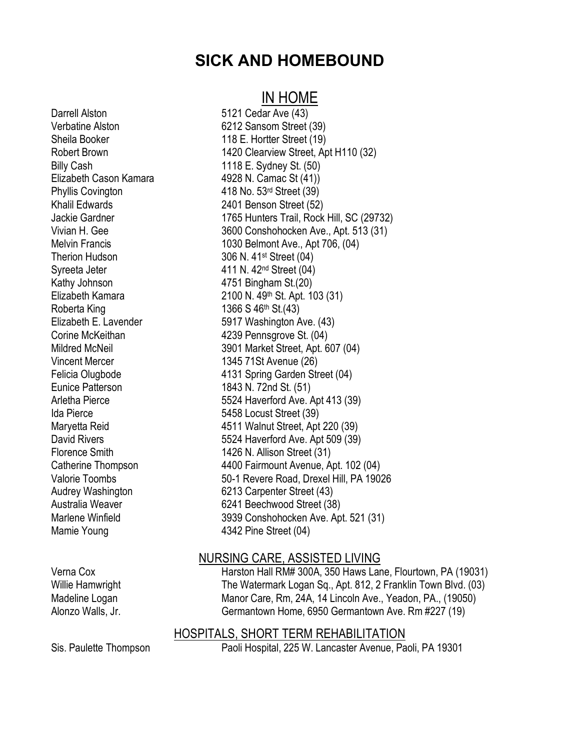# SICK AND HOMEBOUND

## IN HOME

| Name | Address |
|---|---|
| Darrell Alston | 5121 Cedar Ave (43) |
| Verbatine Alston | 6212 Sansom Street (39) |
| Sheila Booker | 118 E. Hortter Street (19) |
| Robert Brown | 1420 Clearview Street, Apt H110 (32) |
| Billy Cash | 1118 E. Sydney St. (50) |
| Elizabeth Cason Kamara | 4928 N. Camac St (41)) |
| Phyllis Covington | 418 No. 53rd Street (39) |
| Khalil Edwards | 2401 Benson Street (52) |
| Jackie Gardner | 1765 Hunters Trail, Rock Hill, SC (29732) |
| Vivian H. Gee | 3600 Conshohocken Ave., Apt. 513 (31) |
| Melvin Francis | 1030 Belmont Ave., Apt 706, (04) |
| Therion Hudson | 306 N. 41st Street (04) |
| Syreeta Jeter | 411 N. 42nd Street (04) |
| Kathy Johnson | 4751 Bingham St.(20) |
| Elizabeth Kamara | 2100 N. 49th St. Apt. 103 (31) |
| Roberta King | 1366 S 46th St.(43) |
| Elizabeth E. Lavender | 5917 Washington Ave. (43) |
| Corine McKeithan | 4239 Pennsgrove St. (04) |
| Mildred McNeil | 3901 Market Street, Apt. 607 (04) |
| Vincent Mercer | 1345 71St Avenue (26) |
| Felicia Olugbode | 4131 Spring Garden Street (04) |
| Eunice Patterson | 1843 N. 72nd St. (51) |
| Arletha Pierce | 5524 Haverford Ave. Apt 413 (39) |
| Ida Pierce | 5458 Locust Street (39) |
| Maryetta Reid | 4511 Walnut Street, Apt 220 (39) |
| David Rivers | 5524 Haverford Ave. Apt 509 (39) |
| Florence Smith | 1426 N. Allison Street (31) |
| Catherine Thompson | 4400 Fairmount Avenue, Apt. 102 (04) |
| Valorie Toombs | 50-1 Revere Road, Drexel Hill, PA 19026 |
| Audrey Washington | 6213 Carpenter Street (43) |
| Australia Weaver | 6241 Beechwood Street (38) |
| Marlene Winfield | 3939 Conshohocken Ave. Apt. 521 (31) |
| Mamie Young | 4342 Pine Street (04) |

## NURSING CARE, ASSISTED LIVING

| Name | Address |
|---|---|
| Verna Cox | Harston Hall RM# 300A, 350 Haws Lane, Flourtown, PA (19031) |
| Willie Hamwright | The Watermark Logan Sq., Apt. 812, 2 Franklin Town Blvd. (03) |
| Madeline Logan | Manor Care, Rm, 24A, 14 Lincoln Ave., Yeadon, PA., (19050) |
| Alonzo Walls, Jr. | Germantown Home, 6950 Germantown Ave. Rm #227 (19) |

## HOSPITALS, SHORT TERM REHABILITATION

| Name | Address |
|---|---|
| Sis. Paulette Thompson | Paoli Hospital, 225 W. Lancaster Avenue, Paoli, PA 19301 |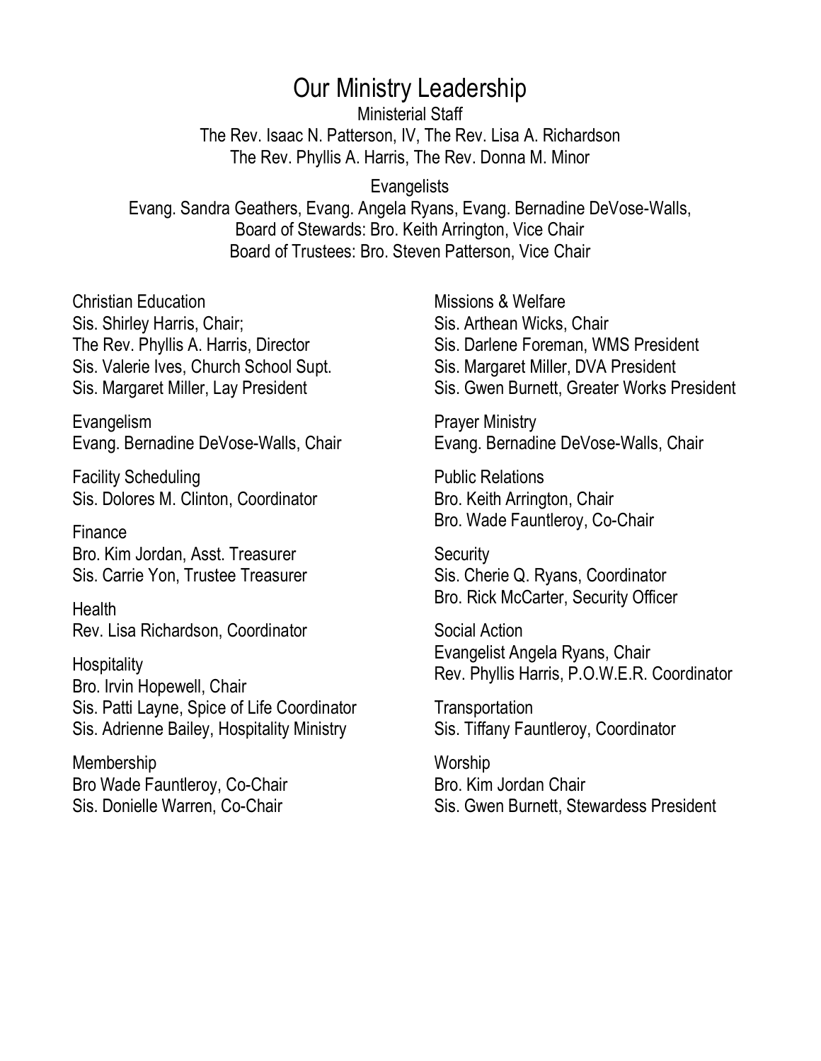# Our Ministry Leadership

Ministerial Staff

The Rev. Isaac N. Patterson, IV, The Rev. Lisa A. Richardson
The Rev. Phyllis A. Harris, The Rev. Donna M. Minor

Evangelists

Evang. Sandra Geathers, Evang. Angela Ryans, Evang. Bernadine DeVose-Walls,
Board of Stewards: Bro. Keith Arrington, Vice Chair
Board of Trustees: Bro. Steven Patterson, Vice Chair

Christian Education
Sis. Shirley Harris, Chair;
The Rev. Phyllis A. Harris, Director
Sis. Valerie Ives, Church School Supt.
Sis. Margaret Miller, Lay President

Evangelism
Evang. Bernadine DeVose-Walls, Chair

Facility Scheduling
Sis. Dolores M. Clinton, Coordinator

Finance
Bro. Kim Jordan, Asst. Treasurer
Sis. Carrie Yon, Trustee Treasurer

Health
Rev. Lisa Richardson, Coordinator

Hospitality
Bro. Irvin Hopewell, Chair
Sis. Patti Layne, Spice of Life Coordinator
Sis. Adrienne Bailey, Hospitality Ministry

Membership
Bro Wade Fauntleroy, Co-Chair
Sis. Donielle Warren, Co-Chair

Missions & Welfare
Sis. Arthean Wicks, Chair
Sis. Darlene Foreman, WMS President
Sis. Margaret Miller, DVA President
Sis. Gwen Burnett, Greater Works President

Prayer Ministry
Evang. Bernadine DeVose-Walls, Chair

Public Relations
Bro. Keith Arrington, Chair
Bro. Wade Fauntleroy, Co-Chair

Security
Sis. Cherie Q. Ryans, Coordinator
Bro. Rick McCarter, Security Officer

Social Action
Evangelist Angela Ryans, Chair
Rev. Phyllis Harris, P.O.W.E.R. Coordinator

Transportation
Sis. Tiffany Fauntleroy, Coordinator

Worship
Bro. Kim Jordan Chair
Sis. Gwen Burnett, Stewardess President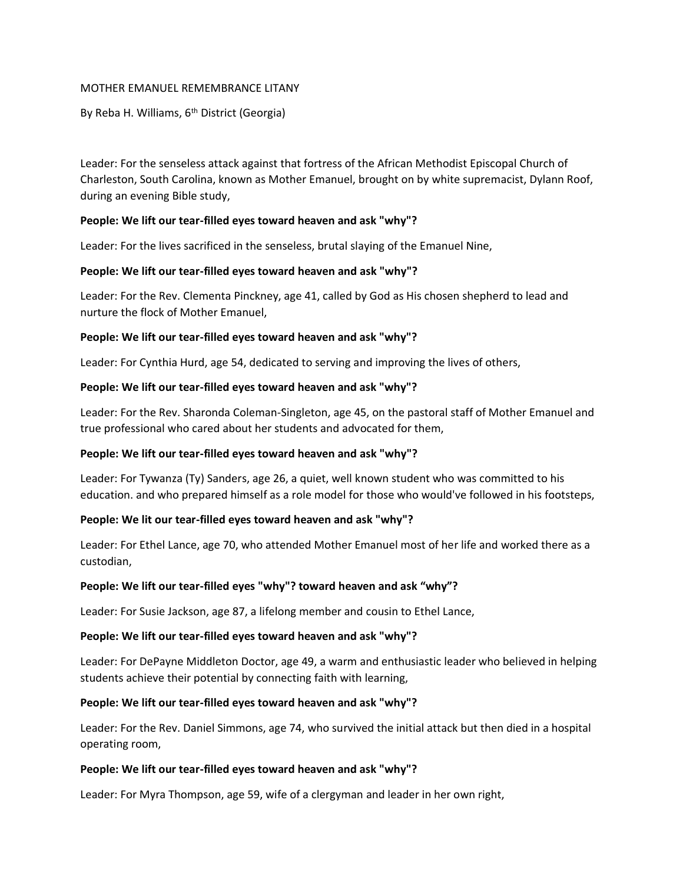MOTHER EMANUEL REMEMBRANCE LITANY

By Reba H. Williams, 6th District (Georgia)

Leader: For the senseless attack against that fortress of the African Methodist Episcopal Church of Charleston, South Carolina, known as Mother Emanuel, brought on by white supremacist, Dylann Roof, during an evening Bible study,

**People: We lift our tear-filled eyes toward heaven and ask "why"?**

Leader: For the lives sacrificed in the senseless, brutal slaying of the Emanuel Nine,

**People: We lift our tear-filled eyes toward heaven and ask "why"?**

Leader: For the Rev. Clementa Pinckney, age 41, called by God as His chosen shepherd to lead and nurture the flock of Mother Emanuel,

**People: We lift our tear-filled eyes toward heaven and ask "why"?**

Leader: For Cynthia Hurd, age 54, dedicated to serving and improving the lives of others,

**People: We lift our tear-filled eyes toward heaven and ask "why"?**

Leader: For the Rev. Sharonda Coleman-Singleton, age 45, on the pastoral staff of Mother Emanuel and true professional who cared about her students and advocated for them,

**People: We lift our tear-filled eyes toward heaven and ask "why"?**

Leader: For Tywanza (Ty) Sanders, age 26, a quiet, well known student who was committed to his education. and who prepared himself as a role model for those who would've followed in his footsteps,

**People: We lit our tear-filled eyes toward heaven and ask "why"?**

Leader: For Ethel Lance, age 70, who attended Mother Emanuel most of her life and worked there as a custodian,

**People: We lift our tear-filled eyes "why"? toward heaven and ask "why"?**

Leader: For Susie Jackson, age 87, a lifelong member and cousin to Ethel Lance,

**People: We lift our tear-filled eyes toward heaven and ask "why"?**

Leader: For DePayne Middleton Doctor, age 49, a warm and enthusiastic leader who believed in helping students achieve their potential by connecting faith with learning,

**People: We lift our tear-filled eyes toward heaven and ask "why"?**

Leader: For the Rev. Daniel Simmons, age 74, who survived the initial attack but then died in a hospital operating room,

**People: We lift our tear-filled eyes toward heaven and ask "why"?**

Leader: For Myra Thompson, age 59, wife of a clergyman and leader in her own right,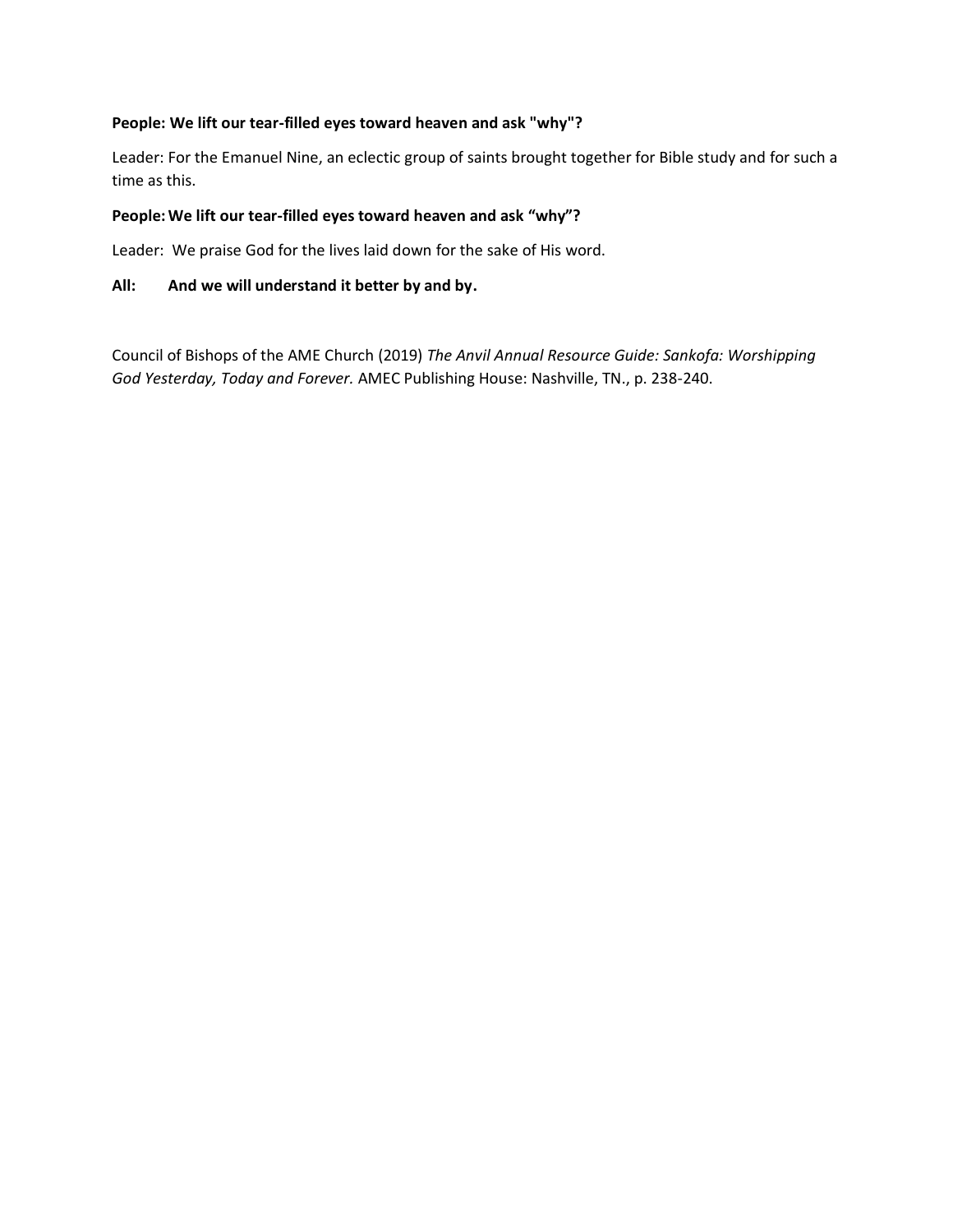**People: We lift our tear-filled eyes toward heaven and ask "why"?**

Leader: For the Emanuel Nine, an eclectic group of saints brought together for Bible study and for such a time as this.

**People: We lift our tear-filled eyes toward heaven and ask "why"?**

Leader: We praise God for the lives laid down for the sake of His word.

**All: And we will understand it better by and by.**

Council of Bishops of the AME Church (2019) *The Anvil Annual Resource Guide: Sankofa: Worshipping God Yesterday, Today and Forever.* AMEC Publishing House: Nashville, TN., p. 238-240.